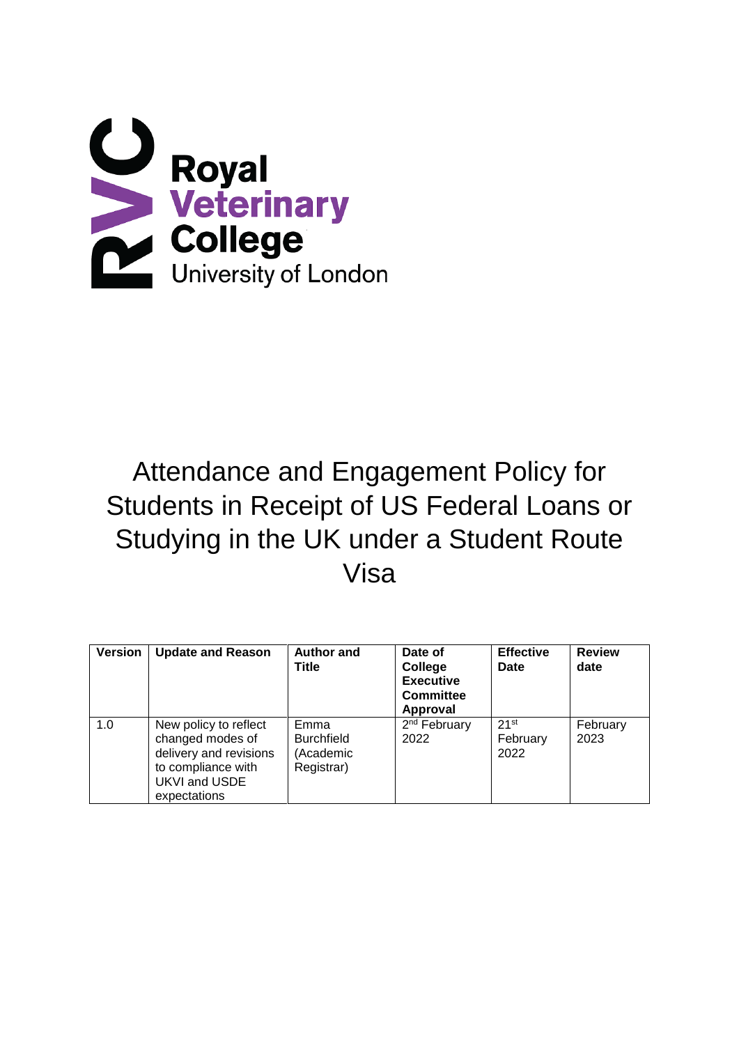Royal Veterinary College
University of London

# Attendance and Engagement Policy for Students in Receipt of US Federal Loans or Studying in the UK under a Student Route Visa

| Version | Update and Reason | Author and Title | Date of College Executive Committee Approval | Effective Date | Review date |
|---|---|---|---|---|---|
| 1.0 | New policy to reflect changed modes of delivery and revisions to compliance with UKVI and USDE expectations | Emma Burchfield (Academic Registrar) | 2nd February 2022 | 21st February 2022 | February 2023 |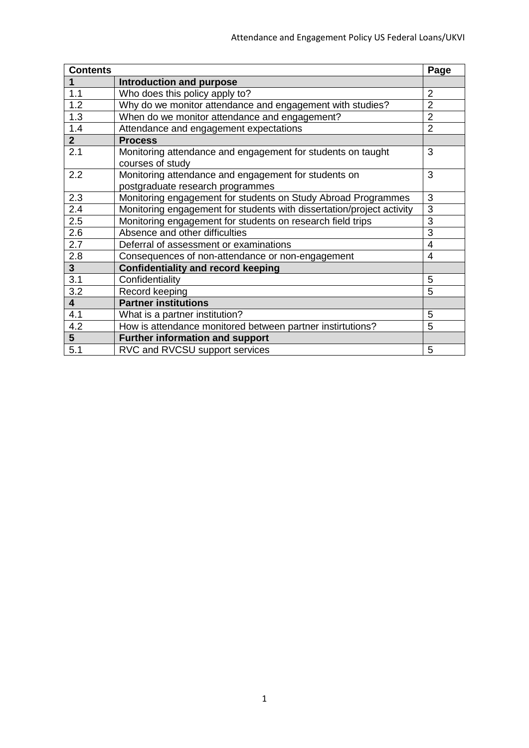| Contents | | Page |
|---|---|---|
| **1** | **Introduction and purpose** | |
| 1.1 | Who does this policy apply to? | 2 |
| 1.2 | Why do we monitor attendance and engagement with studies? | 2 |
| 1.3 | When do we monitor attendance and engagement? | 2 |
| 1.4 | Attendance and engagement expectations | 2 |
| **2** | **Process** | |
| 2.1 | Monitoring attendance and engagement for students on taught courses of study | 3 |
| 2.2 | Monitoring attendance and engagement for students on postgraduate research programmes | 3 |
| 2.3 | Monitoring engagement for students on Study Abroad Programmes | 3 |
| 2.4 | Monitoring engagement for students with dissertation/project activity | 3 |
| 2.5 | Monitoring engagement for students on research field trips | 3 |
| 2.6 | Absence and other difficulties | 3 |
| 2.7 | Deferral of assessment or examinations | 4 |
| 2.8 | Consequences of non-attendance or non-engagement | 4 |
| **3** | **Confidentiality and record keeping** | |
| 3.1 | Confidentiality | 5 |
| 3.2 | Record keeping | 5 |
| **4** | **Partner institutions** | |
| 4.1 | What is a partner institution? | 5 |
| 4.2 | How is attendance monitored between partner instirtutions? | 5 |
| **5** | **Further information and support** | |
| 5.1 | RVC and RVCSU support services | 5 |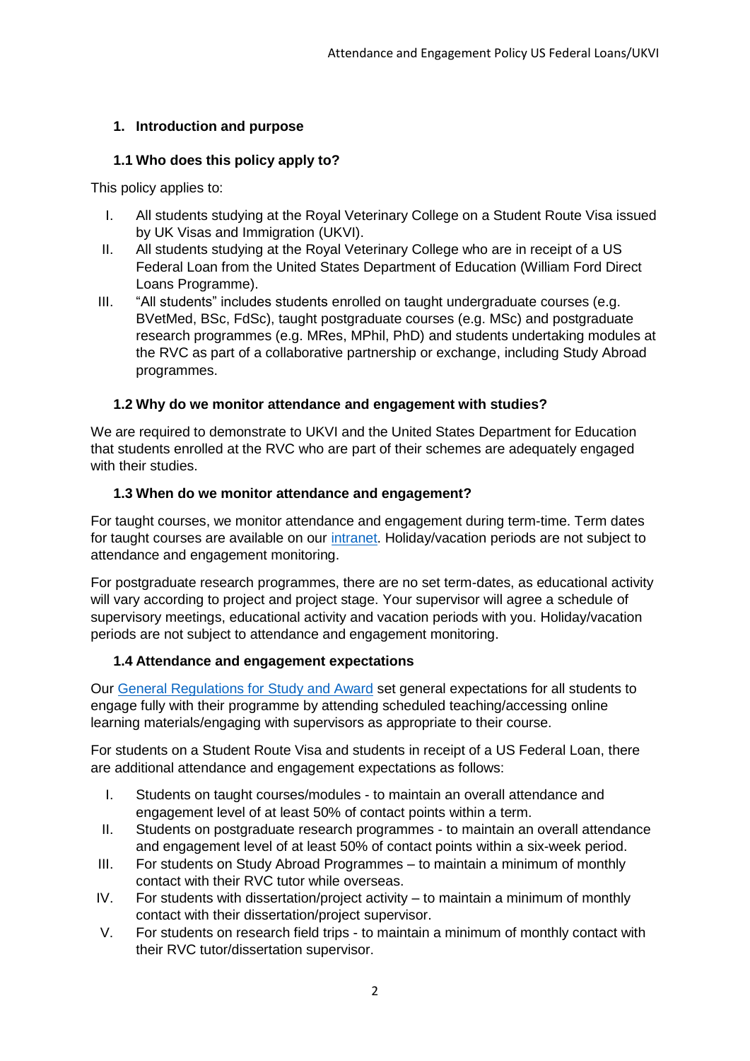## 1. Introduction and purpose

### 1.1 Who does this policy apply to?

This policy applies to:

I. All students studying at the Royal Veterinary College on a Student Route Visa issued by UK Visas and Immigration (UKVI).
II. All students studying at the Royal Veterinary College who are in receipt of a US Federal Loan from the United States Department of Education (William Ford Direct Loans Programme).
III. "All students" includes students enrolled on taught undergraduate courses (e.g. BVetMed, BSc, FdSc), taught postgraduate courses (e.g. MSc) and postgraduate research programmes (e.g. MRes, MPhil, PhD) and students undertaking modules at the RVC as part of a collaborative partnership or exchange, including Study Abroad programmes.

### 1.2 Why do we monitor attendance and engagement with studies?

We are required to demonstrate to UKVI and the United States Department for Education that students enrolled at the RVC who are part of their schemes are adequately engaged with their studies.

### 1.3 When do we monitor attendance and engagement?

For taught courses, we monitor attendance and engagement during term-time. Term dates for taught courses are available on our intranet. Holiday/vacation periods are not subject to attendance and engagement monitoring.

For postgraduate research programmes, there are no set term-dates, as educational activity will vary according to project and project stage. Your supervisor will agree a schedule of supervisory meetings, educational activity and vacation periods with you. Holiday/vacation periods are not subject to attendance and engagement monitoring.

### 1.4 Attendance and engagement expectations

Our General Regulations for Study and Award set general expectations for all students to engage fully with their programme by attending scheduled teaching/accessing online learning materials/engaging with supervisors as appropriate to their course.

For students on a Student Route Visa and students in receipt of a US Federal Loan, there are additional attendance and engagement expectations as follows:

I. Students on taught courses/modules - to maintain an overall attendance and engagement level of at least 50% of contact points within a term.
II. Students on postgraduate research programmes - to maintain an overall attendance and engagement level of at least 50% of contact points within a six-week period.
III. For students on Study Abroad Programmes – to maintain a minimum of monthly contact with their RVC tutor while overseas.
IV. For students with dissertation/project activity – to maintain a minimum of monthly contact with their dissertation/project supervisor.
V. For students on research field trips - to maintain a minimum of monthly contact with their RVC tutor/dissertation supervisor.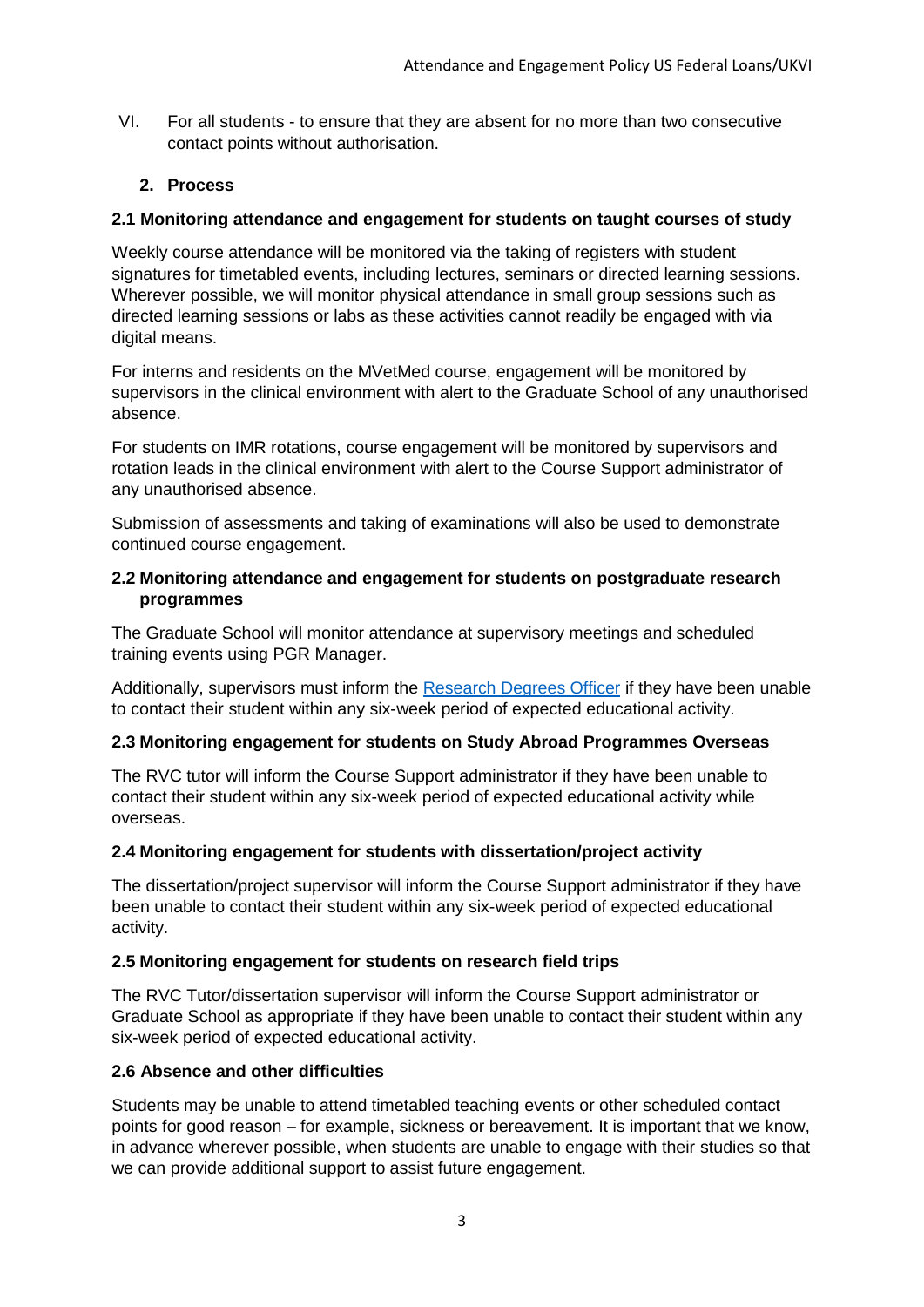VI. For all students - to ensure that they are absent for no more than two consecutive contact points without authorisation.

## 2. Process

### 2.1 Monitoring attendance and engagement for students on taught courses of study

Weekly course attendance will be monitored via the taking of registers with student signatures for timetabled events, including lectures, seminars or directed learning sessions. Wherever possible, we will monitor physical attendance in small group sessions such as directed learning sessions or labs as these activities cannot readily be engaged with via digital means.

For interns and residents on the MVetMed course, engagement will be monitored by supervisors in the clinical environment with alert to the Graduate School of any unauthorised absence.

For students on IMR rotations, course engagement will be monitored by supervisors and rotation leads in the clinical environment with alert to the Course Support administrator of any unauthorised absence.

Submission of assessments and taking of examinations will also be used to demonstrate continued course engagement.

### 2.2 Monitoring attendance and engagement for students on postgraduate research programmes

The Graduate School will monitor attendance at supervisory meetings and scheduled training events using PGR Manager.

Additionally, supervisors must inform the Research Degrees Officer if they have been unable to contact their student within any six-week period of expected educational activity.

### 2.3 Monitoring engagement for students on Study Abroad Programmes Overseas

The RVC tutor will inform the Course Support administrator if they have been unable to contact their student within any six-week period of expected educational activity while overseas.

### 2.4 Monitoring engagement for students with dissertation/project activity

The dissertation/project supervisor will inform the Course Support administrator if they have been unable to contact their student within any six-week period of expected educational activity.

### 2.5 Monitoring engagement for students on research field trips

The RVC Tutor/dissertation supervisor will inform the Course Support administrator or Graduate School as appropriate if they have been unable to contact their student within any six-week period of expected educational activity.

### 2.6 Absence and other difficulties

Students may be unable to attend timetabled teaching events or other scheduled contact points for good reason – for example, sickness or bereavement. It is important that we know, in advance wherever possible, when students are unable to engage with their studies so that we can provide additional support to assist future engagement.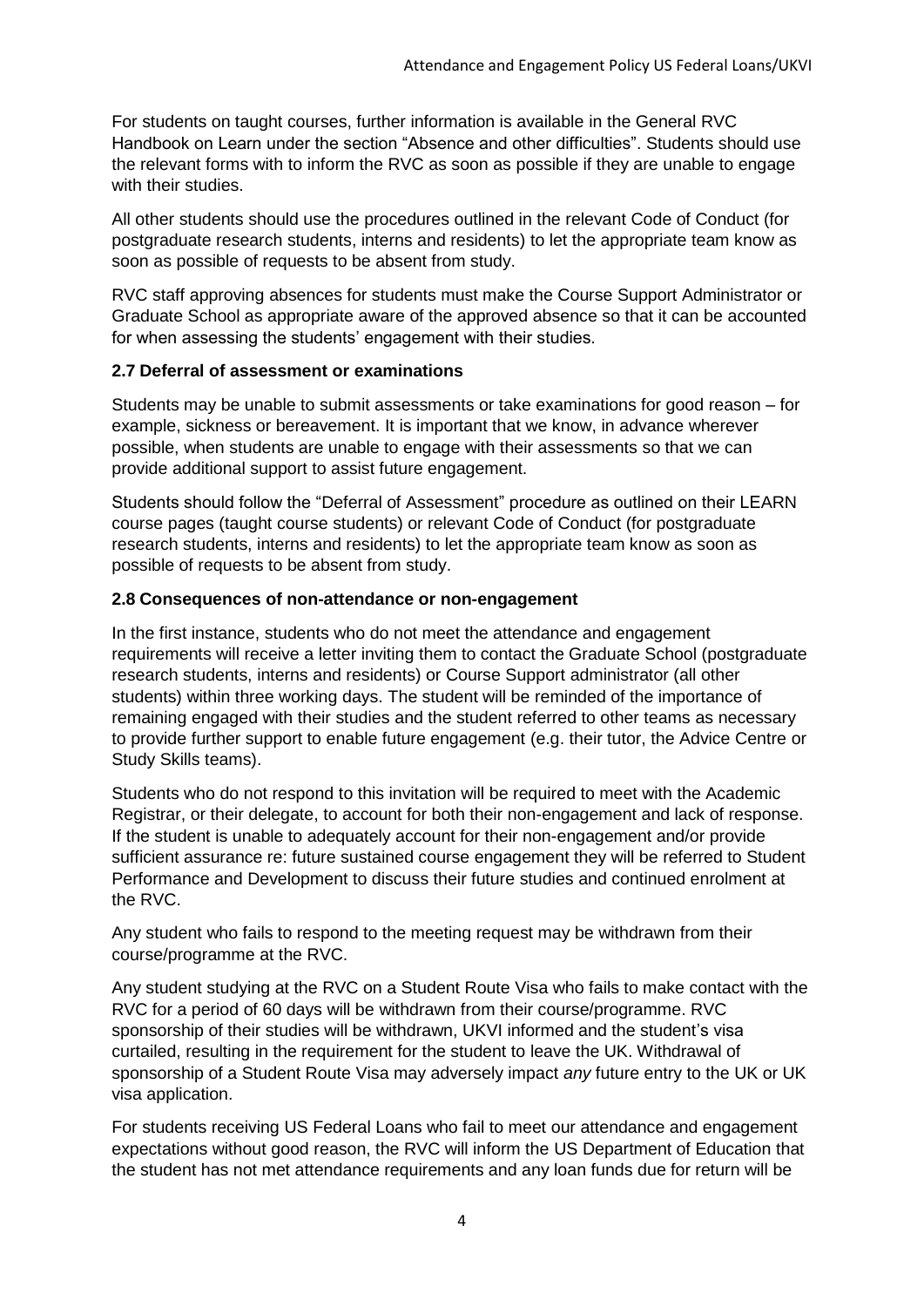For students on taught courses, further information is available in the General RVC Handbook on Learn under the section “Absence and other difficulties”. Students should use the relevant forms with to inform the RVC as soon as possible if they are unable to engage with their studies.

All other students should use the procedures outlined in the relevant Code of Conduct (for postgraduate research students, interns and residents) to let the appropriate team know as soon as possible of requests to be absent from study.

RVC staff approving absences for students must make the Course Support Administrator or Graduate School as appropriate aware of the approved absence so that it can be accounted for when assessing the students’ engagement with their studies.

### 2.7 Deferral of assessment or examinations

Students may be unable to submit assessments or take examinations for good reason – for example, sickness or bereavement. It is important that we know, in advance wherever possible, when students are unable to engage with their assessments so that we can provide additional support to assist future engagement.

Students should follow the “Deferral of Assessment” procedure as outlined on their LEARN course pages (taught course students) or relevant Code of Conduct (for postgraduate research students, interns and residents) to let the appropriate team know as soon as possible of requests to be absent from study.

### 2.8 Consequences of non-attendance or non-engagement

In the first instance, students who do not meet the attendance and engagement requirements will receive a letter inviting them to contact the Graduate School (postgraduate research students, interns and residents) or Course Support administrator (all other students) within three working days. The student will be reminded of the importance of remaining engaged with their studies and the student referred to other teams as necessary to provide further support to enable future engagement (e.g. their tutor, the Advice Centre or Study Skills teams).

Students who do not respond to this invitation will be required to meet with the Academic Registrar, or their delegate, to account for both their non-engagement and lack of response. If the student is unable to adequately account for their non-engagement and/or provide sufficient assurance re: future sustained course engagement they will be referred to Student Performance and Development to discuss their future studies and continued enrolment at the RVC.

Any student who fails to respond to the meeting request may be withdrawn from their course/programme at the RVC.

Any student studying at the RVC on a Student Route Visa who fails to make contact with the RVC for a period of 60 days will be withdrawn from their course/programme. RVC sponsorship of their studies will be withdrawn, UKVI informed and the student’s visa curtailed, resulting in the requirement for the student to leave the UK. Withdrawal of sponsorship of a Student Route Visa may adversely impact *any* future entry to the UK or UK visa application.

For students receiving US Federal Loans who fail to meet our attendance and engagement expectations without good reason, the RVC will inform the US Department of Education that the student has not met attendance requirements and any loan funds due for return will be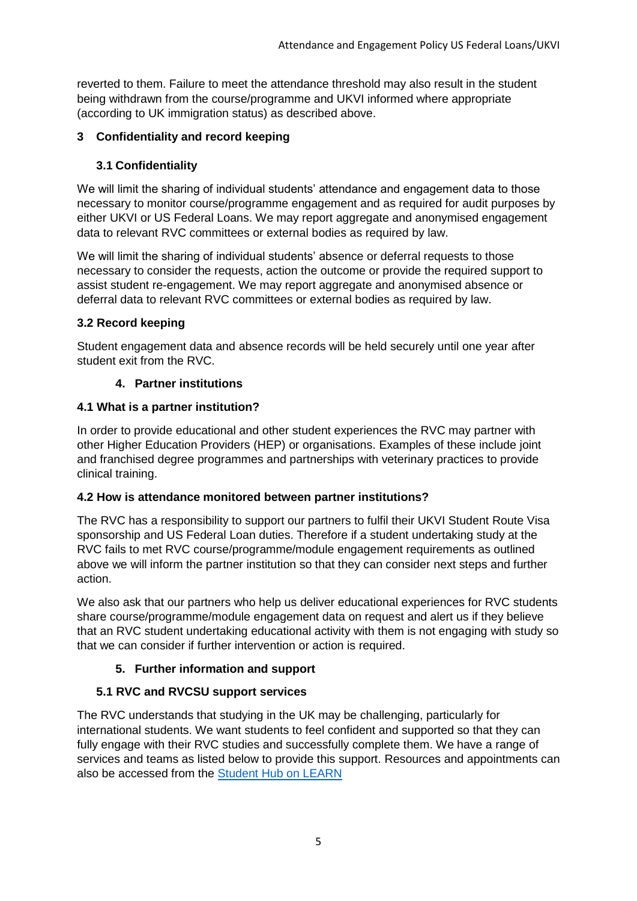reverted to them. Failure to meet the attendance threshold may also result in the student being withdrawn from the course/programme and UKVI informed where appropriate (according to UK immigration status) as described above.

## 3 Confidentiality and record keeping

### 3.1 Confidentiality

We will limit the sharing of individual students' attendance and engagement data to those necessary to monitor course/programme engagement and as required for audit purposes by either UKVI or US Federal Loans. We may report aggregate and anonymised engagement data to relevant RVC committees or external bodies as required by law.

We will limit the sharing of individual students' absence or deferral requests to those necessary to consider the requests, action the outcome or provide the required support to assist student re-engagement. We may report aggregate and anonymised absence or deferral data to relevant RVC committees or external bodies as required by law.

### 3.2 Record keeping

Student engagement data and absence records will be held securely until one year after student exit from the RVC.

## 4. Partner institutions

### 4.1 What is a partner institution?

In order to provide educational and other student experiences the RVC may partner with other Higher Education Providers (HEP) or organisations. Examples of these include joint and franchised degree programmes and partnerships with veterinary practices to provide clinical training.

### 4.2 How is attendance monitored between partner institutions?

The RVC has a responsibility to support our partners to fulfil their UKVI Student Route Visa sponsorship and US Federal Loan duties. Therefore if a student undertaking study at the RVC fails to met RVC course/programme/module engagement requirements as outlined above we will inform the partner institution so that they can consider next steps and further action.

We also ask that our partners who help us deliver educational experiences for RVC students share course/programme/module engagement data on request and alert us if they believe that an RVC student undertaking educational activity with them is not engaging with study so that we can consider if further intervention or action is required.

## 5. Further information and support

### 5.1 RVC and RVCSU support services

The RVC understands that studying in the UK may be challenging, particularly for international students. We want students to feel confident and supported so that they can fully engage with their RVC studies and successfully complete them. We have a range of services and teams as listed below to provide this support. Resources and appointments can also be accessed from the Student Hub on LEARN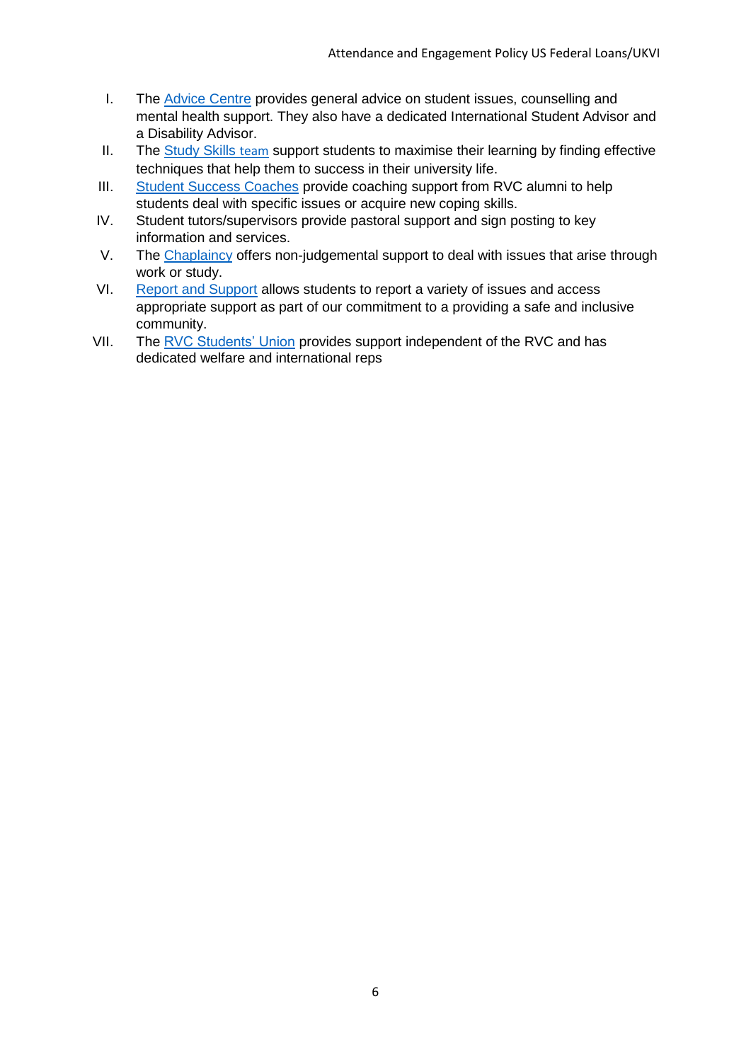I. The Advice Centre provides general advice on student issues, counselling and mental health support. They also have a dedicated International Student Advisor and a Disability Advisor.

II. The Study Skills team support students to maximise their learning by finding effective techniques that help them to success in their university life.

III. Student Success Coaches provide coaching support from RVC alumni to help students deal with specific issues or acquire new coping skills.

IV. Student tutors/supervisors provide pastoral support and sign posting to key information and services.

V. The Chaplaincy offers non-judgemental support to deal with issues that arise through work or study.

VI. Report and Support allows students to report a variety of issues and access appropriate support as part of our commitment to a providing a safe and inclusive community.

VII. The RVC Students' Union provides support independent of the RVC and has dedicated welfare and international reps